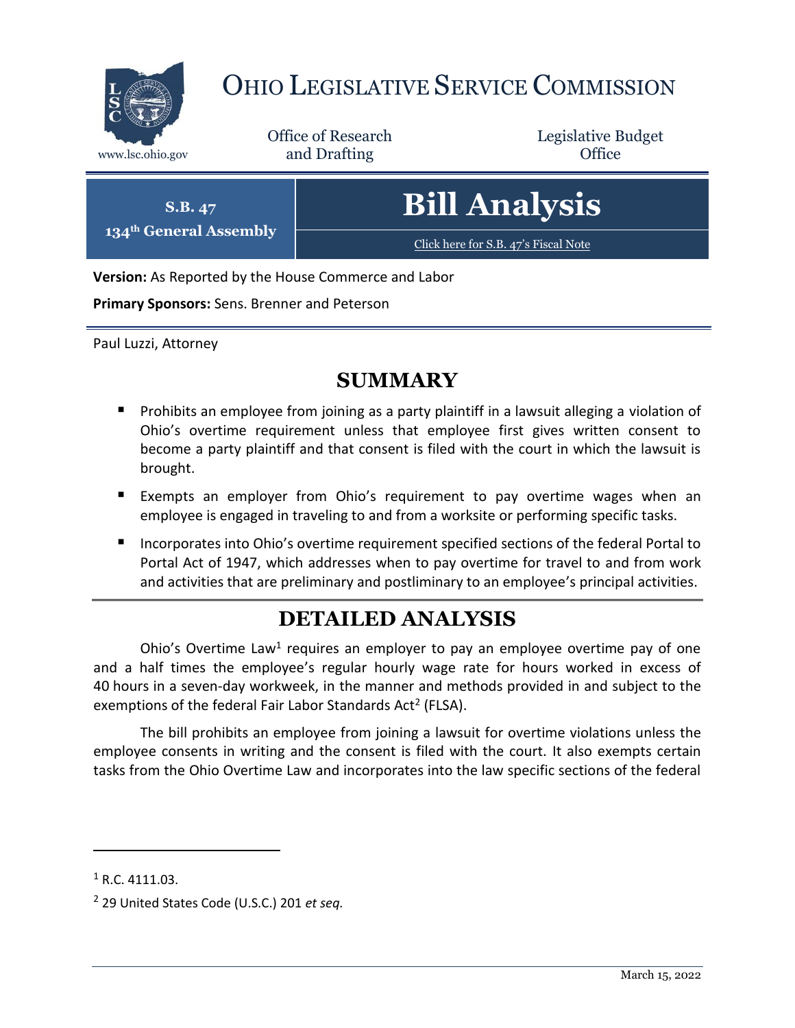# OHIO LEGISLATIVE SERVICE COMMISSION

www.lsc.ohio.gov

Office of Research and Drafting

Legislative Budget Office

**S.B. 47**
**134th General Assembly**

# Bill Analysis

Click here for S.B. 47's Fiscal Note

**Version:** As Reported by the House Commerce and Labor

**Primary Sponsors:** Sens. Brenner and Peterson

Paul Luzzi, Attorney

## SUMMARY

- Prohibits an employee from joining as a party plaintiff in a lawsuit alleging a violation of Ohio's overtime requirement unless that employee first gives written consent to become a party plaintiff and that consent is filed with the court in which the lawsuit is brought.
- Exempts an employer from Ohio's requirement to pay overtime wages when an employee is engaged in traveling to and from a worksite or performing specific tasks.
- Incorporates into Ohio's overtime requirement specified sections of the federal Portal to Portal Act of 1947, which addresses when to pay overtime for travel to and from work and activities that are preliminary and postliminary to an employee's principal activities.

## DETAILED ANALYSIS

Ohio's Overtime Law[1] requires an employer to pay an employee overtime pay of one and a half times the employee's regular hourly wage rate for hours worked in excess of 40 hours in a seven-day workweek, in the manner and methods provided in and subject to the exemptions of the federal Fair Labor Standards Act[2] (FLSA).

The bill prohibits an employee from joining a lawsuit for overtime violations unless the employee consents in writing and the consent is filed with the court. It also exempts certain tasks from the Ohio Overtime Law and incorporates into the law specific sections of the federal

[1] R.C. 4111.03.

[2] 29 United States Code (U.S.C.) 201 *et seq.*

March 15, 2022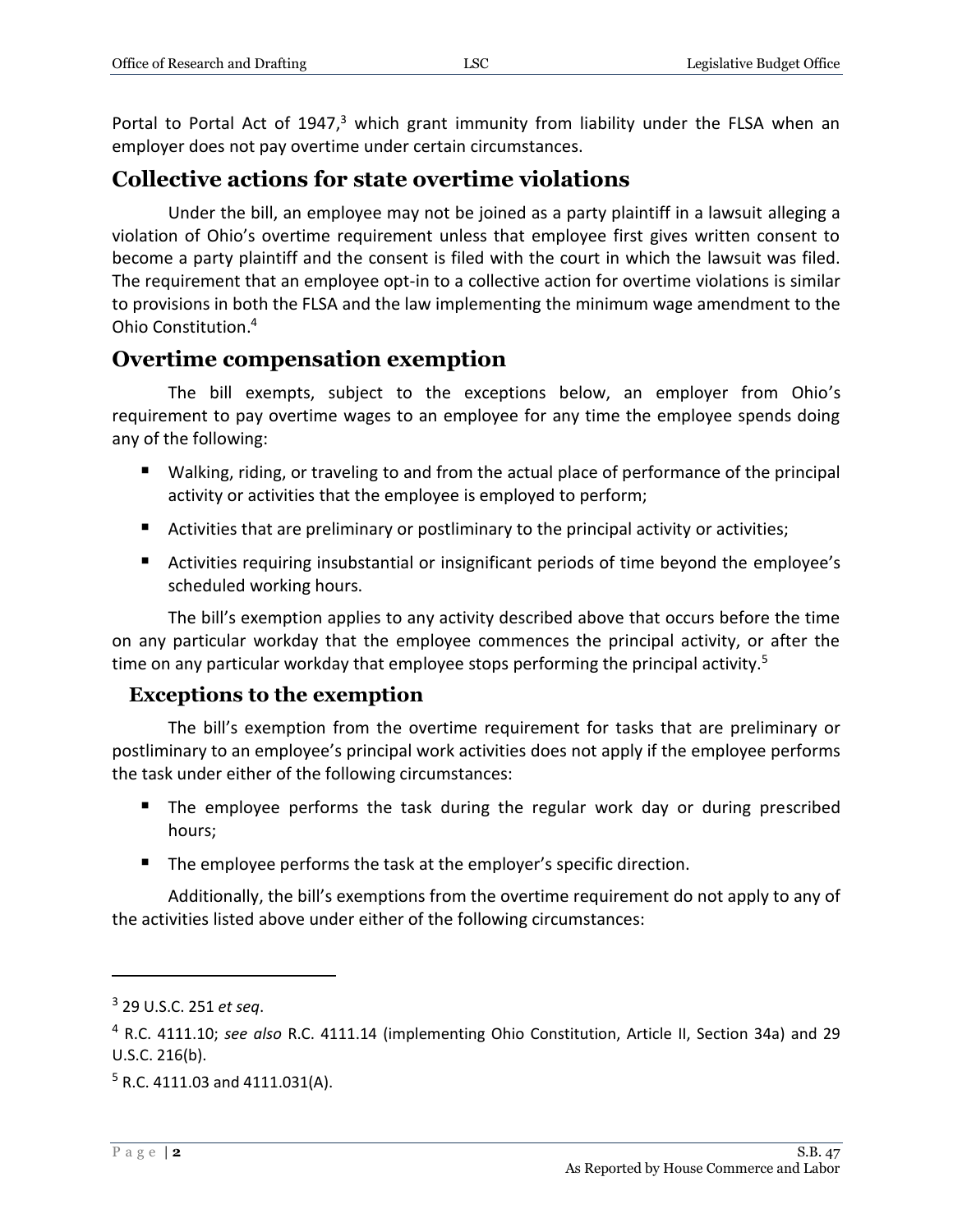Portal to Portal Act of 1947,[3] which grant immunity from liability under the FLSA when an employer does not pay overtime under certain circumstances.

## Collective actions for state overtime violations

Under the bill, an employee may not be joined as a party plaintiff in a lawsuit alleging a violation of Ohio's overtime requirement unless that employee first gives written consent to become a party plaintiff and the consent is filed with the court in which the lawsuit was filed. The requirement that an employee opt-in to a collective action for overtime violations is similar to provisions in both the FLSA and the law implementing the minimum wage amendment to the Ohio Constitution.[4]

## Overtime compensation exemption

The bill exempts, subject to the exceptions below, an employer from Ohio's requirement to pay overtime wages to an employee for any time the employee spends doing any of the following:

- Walking, riding, or traveling to and from the actual place of performance of the principal activity or activities that the employee is employed to perform;
- Activities that are preliminary or postliminary to the principal activity or activities;
- Activities requiring insubstantial or insignificant periods of time beyond the employee's scheduled working hours.

The bill's exemption applies to any activity described above that occurs before the time on any particular workday that the employee commences the principal activity, or after the time on any particular workday that employee stops performing the principal activity.[5]

### Exceptions to the exemption

The bill's exemption from the overtime requirement for tasks that are preliminary or postliminary to an employee's principal work activities does not apply if the employee performs the task under either of the following circumstances:

- The employee performs the task during the regular work day or during prescribed hours;
- The employee performs the task at the employer's specific direction.

Additionally, the bill's exemptions from the overtime requirement do not apply to any of the activities listed above under either of the following circumstances:

---

[3] 29 U.S.C. 251 *et seq*.

[4] R.C. 4111.10; *see also* R.C. 4111.14 (implementing Ohio Constitution, Article II, Section 34a) and 29 U.S.C. 216(b).

[5] R.C. 4111.03 and 4111.031(A).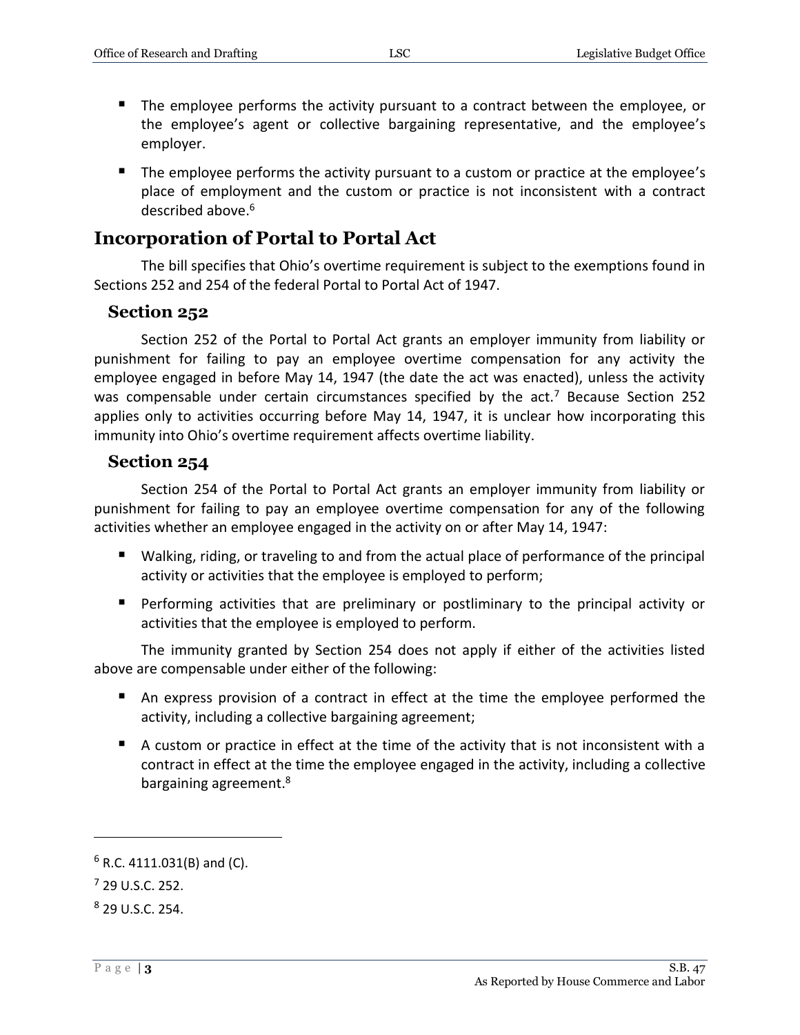- The employee performs the activity pursuant to a contract between the employee, or the employee's agent or collective bargaining representative, and the employee's employer.
- The employee performs the activity pursuant to a custom or practice at the employee's place of employment and the custom or practice is not inconsistent with a contract described above.[6]

## Incorporation of Portal to Portal Act

The bill specifies that Ohio's overtime requirement is subject to the exemptions found in Sections 252 and 254 of the federal Portal to Portal Act of 1947.

### Section 252

Section 252 of the Portal to Portal Act grants an employer immunity from liability or punishment for failing to pay an employee overtime compensation for any activity the employee engaged in before May 14, 1947 (the date the act was enacted), unless the activity was compensable under certain circumstances specified by the act.[7] Because Section 252 applies only to activities occurring before May 14, 1947, it is unclear how incorporating this immunity into Ohio's overtime requirement affects overtime liability.

### Section 254

Section 254 of the Portal to Portal Act grants an employer immunity from liability or punishment for failing to pay an employee overtime compensation for any of the following activities whether an employee engaged in the activity on or after May 14, 1947:

- Walking, riding, or traveling to and from the actual place of performance of the principal activity or activities that the employee is employed to perform;
- Performing activities that are preliminary or postliminary to the principal activity or activities that the employee is employed to perform.

The immunity granted by Section 254 does not apply if either of the activities listed above are compensable under either of the following:

- An express provision of a contract in effect at the time the employee performed the activity, including a collective bargaining agreement;
- A custom or practice in effect at the time of the activity that is not inconsistent with a contract in effect at the time the employee engaged in the activity, including a collective bargaining agreement.[8]

---

[6] R.C. 4111.031(B) and (C).

[7] 29 U.S.C. 252.

[8] 29 U.S.C. 254.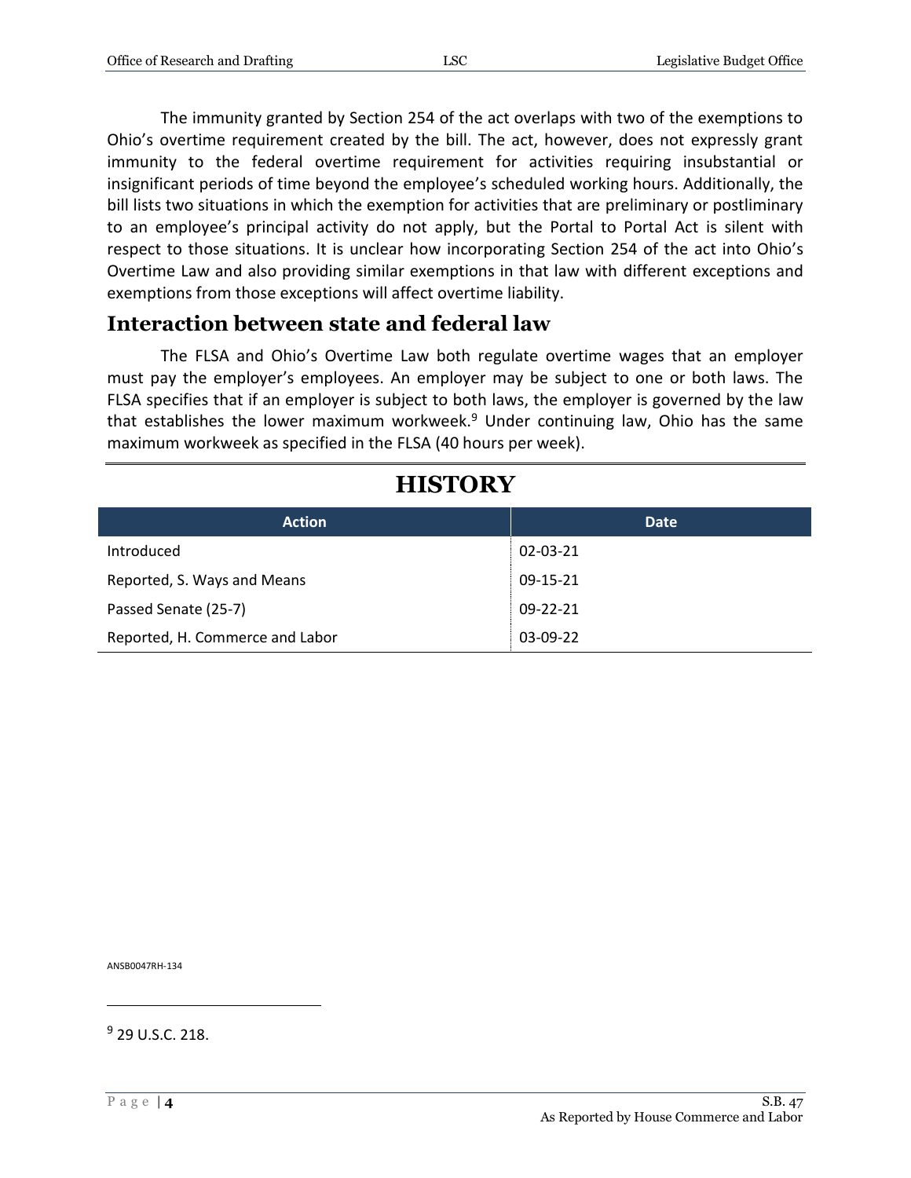The immunity granted by Section 254 of the act overlaps with two of the exemptions to Ohio's overtime requirement created by the bill. The act, however, does not expressly grant immunity to the federal overtime requirement for activities requiring insubstantial or insignificant periods of time beyond the employee's scheduled working hours. Additionally, the bill lists two situations in which the exemption for activities that are preliminary or postliminary to an employee's principal activity do not apply, but the Portal to Portal Act is silent with respect to those situations. It is unclear how incorporating Section 254 of the act into Ohio's Overtime Law and also providing similar exemptions in that law with different exceptions and exemptions from those exceptions will affect overtime liability.

## Interaction between state and federal law

The FLSA and Ohio's Overtime Law both regulate overtime wages that an employer must pay the employer's employees. An employer may be subject to one or both laws. The FLSA specifies that if an employer is subject to both laws, the employer is governed by the law that establishes the lower maximum workweek.[9] Under continuing law, Ohio has the same maximum workweek as specified in the FLSA (40 hours per week).

# HISTORY

| Action | Date |
|---|---|
| Introduced | 02-03-21 |
| Reported, S. Ways and Means | 09-15-21 |
| Passed Senate (25-7) | 09-22-21 |
| Reported, H. Commerce and Labor | 03-09-22 |

ANSB0047RH-134

[9] 29 U.S.C. 218.